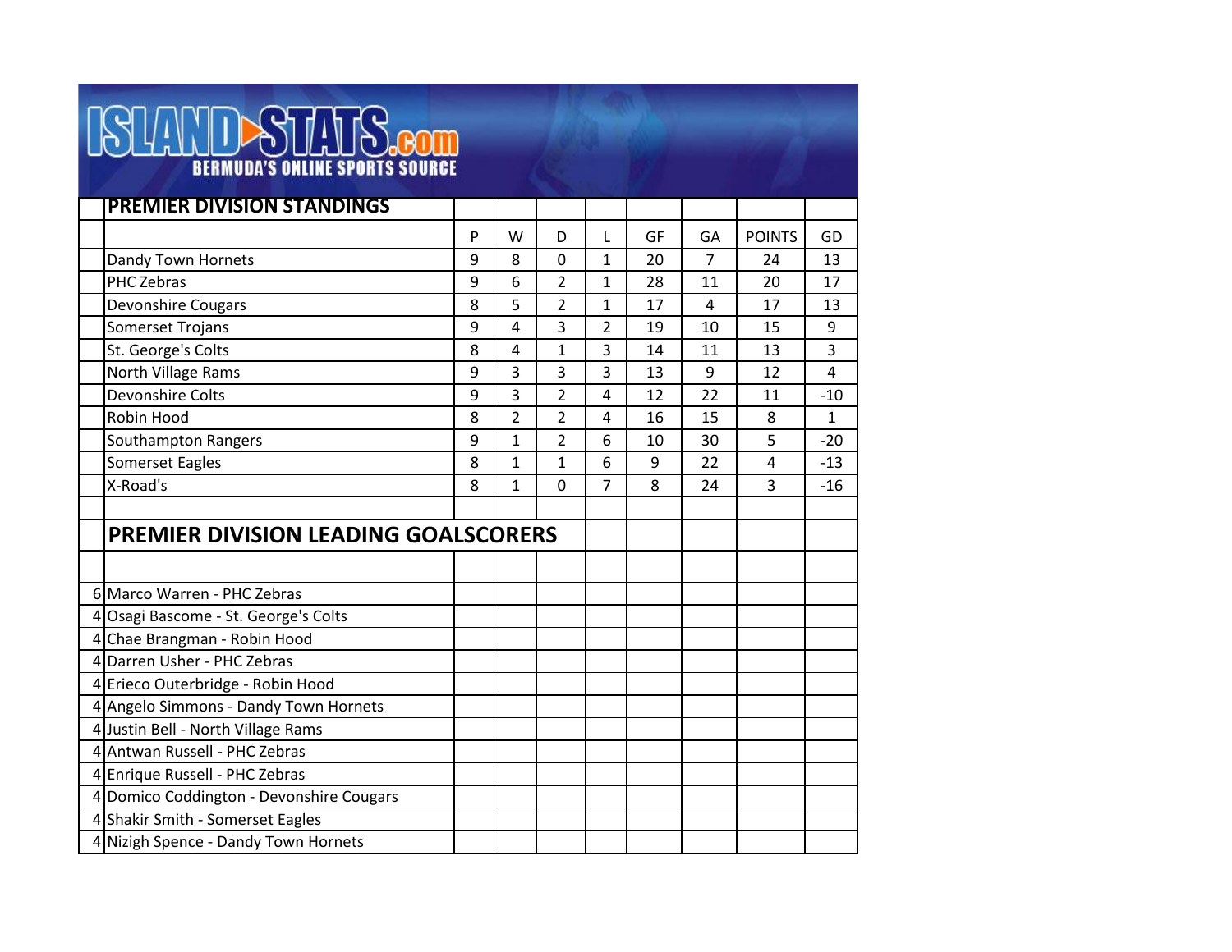ISLAND STATS.com

BERMUDA'S ONLINE SPORTS SOURCE

## PREMIER DIVISION STANDINGS

| | P | W | D | L | GF | GA | POINTS | GD |
|---|---|---|---|---|---|---|---|---|
| Dandy Town Hornets | 9 | 8 | 0 | 1 | 20 | 7 | 24 | 13 |
| PHC Zebras | 9 | 6 | 2 | 1 | 28 | 11 | 20 | 17 |
| Devonshire Cougars | 8 | 5 | 2 | 1 | 17 | 4 | 17 | 13 |
| Somerset Trojans | 9 | 4 | 3 | 2 | 19 | 10 | 15 | 9 |
| St. George's Colts | 8 | 4 | 1 | 3 | 14 | 11 | 13 | 3 |
| North Village Rams | 9 | 3 | 3 | 3 | 13 | 9 | 12 | 4 |
| Devonshire Colts | 9 | 3 | 2 | 4 | 12 | 22 | 11 | -10 |
| Robin Hood | 8 | 2 | 2 | 4 | 16 | 15 | 8 | 1 |
| Southampton Rangers | 9 | 1 | 2 | 6 | 10 | 30 | 5 | -20 |
| Somerset Eagles | 8 | 1 | 1 | 6 | 9 | 22 | 4 | -13 |
| X-Road's | 8 | 1 | 0 | 7 | 8 | 24 | 3 | -16 |

## PREMIER DIVISION LEADING GOALSCORERS

| Goals | Player |
|---|---|
| 6 | Marco Warren - PHC Zebras |
| 4 | Osagi Bascome - St. George's Colts |
| 4 | Chae Brangman - Robin Hood |
| 4 | Darren Usher - PHC Zebras |
| 4 | Erieco Outerbridge - Robin Hood |
| 4 | Angelo Simmons - Dandy Town Hornets |
| 4 | Justin Bell - North Village Rams |
| 4 | Antwan Russell - PHC Zebras |
| 4 | Enrique Russell - PHC Zebras |
| 4 | Domico Coddington - Devonshire Cougars |
| 4 | Shakir Smith - Somerset Eagles |
| 4 | Nizigh Spence - Dandy Town Hornets |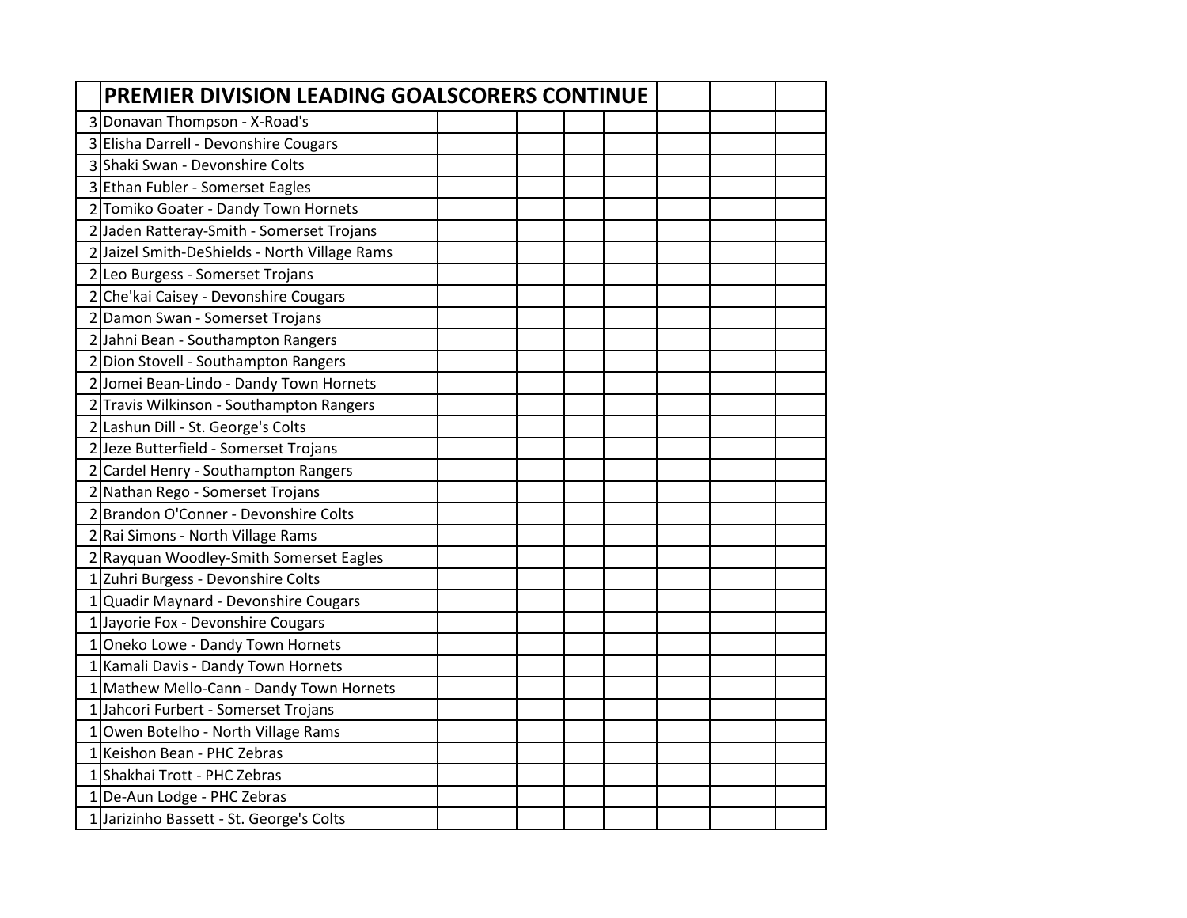| | PREMIER DIVISION LEADING GOALSCORERS CONTINUE |
|---|---|
| 3 | Donavan Thompson - X-Road's |
| 3 | Elisha Darrell - Devonshire Cougars |
| 3 | Shaki Swan - Devonshire Colts |
| 3 | Ethan Fubler - Somerset Eagles |
| 2 | Tomiko Goater - Dandy Town Hornets |
| 2 | Jaden Ratteray-Smith - Somerset Trojans |
| 2 | Jaizel Smith-DeShields - North Village Rams |
| 2 | Leo Burgess - Somerset Trojans |
| 2 | Che'kai Caisey - Devonshire Cougars |
| 2 | Damon Swan - Somerset Trojans |
| 2 | Jahni Bean - Southampton Rangers |
| 2 | Dion Stovell - Southampton Rangers |
| 2 | Jomei Bean-Lindo - Dandy Town Hornets |
| 2 | Travis Wilkinson - Southampton Rangers |
| 2 | Lashun Dill - St. George's Colts |
| 2 | Jeze Butterfield - Somerset Trojans |
| 2 | Cardel Henry - Southampton Rangers |
| 2 | Nathan Rego - Somerset Trojans |
| 2 | Brandon O'Conner - Devonshire Colts |
| 2 | Rai Simons - North Village Rams |
| 2 | Rayquan Woodley-Smith Somerset Eagles |
| 1 | Zuhri Burgess - Devonshire Colts |
| 1 | Quadir Maynard - Devonshire Cougars |
| 1 | Jayorie Fox - Devonshire Cougars |
| 1 | Oneko Lowe - Dandy Town Hornets |
| 1 | Kamali Davis - Dandy Town Hornets |
| 1 | Mathew Mello-Cann - Dandy Town Hornets |
| 1 | Jahcori Furbert - Somerset Trojans |
| 1 | Owen Botelho - North Village Rams |
| 1 | Keishon Bean - PHC Zebras |
| 1 | Shakhai Trott - PHC Zebras |
| 1 | De-Aun Lodge - PHC Zebras |
| 1 | Jarizinho Bassett - St. George's Colts |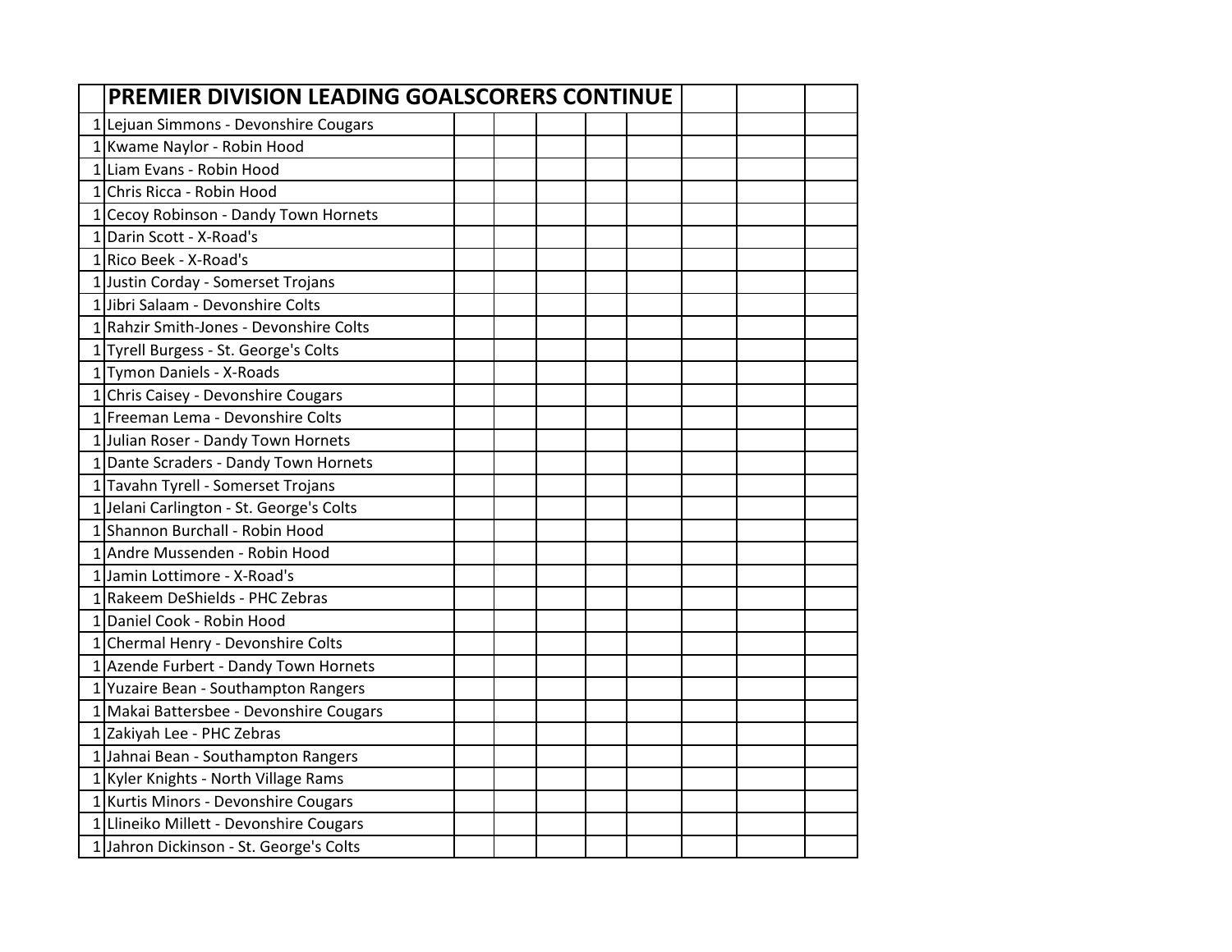| | PREMIER DIVISION LEADING GOALSCORERS CONTINUE |
|---|---|
| 1 | Lejuan Simmons - Devonshire Cougars |
| 1 | Kwame Naylor - Robin Hood |
| 1 | Liam Evans - Robin Hood |
| 1 | Chris Ricca - Robin Hood |
| 1 | Cecoy Robinson - Dandy Town Hornets |
| 1 | Darin Scott - X-Road's |
| 1 | Rico Beek - X-Road's |
| 1 | Justin Corday - Somerset Trojans |
| 1 | Jibri Salaam - Devonshire Colts |
| 1 | Rahzir Smith-Jones - Devonshire Colts |
| 1 | Tyrell Burgess - St. George's Colts |
| 1 | Tymon Daniels - X-Roads |
| 1 | Chris Caisey - Devonshire Cougars |
| 1 | Freeman Lema - Devonshire Colts |
| 1 | Julian Roser - Dandy Town Hornets |
| 1 | Dante Scraders - Dandy Town Hornets |
| 1 | Tavahn Tyrell - Somerset Trojans |
| 1 | Jelani Carlington - St. George's Colts |
| 1 | Shannon Burchall - Robin Hood |
| 1 | Andre Mussenden - Robin Hood |
| 1 | Jamin Lottimore - X-Road's |
| 1 | Rakeem DeShields - PHC Zebras |
| 1 | Daniel Cook - Robin Hood |
| 1 | Chermal Henry - Devonshire Colts |
| 1 | Azende Furbert - Dandy Town Hornets |
| 1 | Yuzaire Bean - Southampton Rangers |
| 1 | Makai Battersbee - Devonshire Cougars |
| 1 | Zakiyah Lee - PHC Zebras |
| 1 | Jahnai Bean - Southampton Rangers |
| 1 | Kyler Knights - North Village Rams |
| 1 | Kurtis Minors - Devonshire Cougars |
| 1 | Llineiko Millett - Devonshire Cougars |
| 1 | Jahron Dickinson - St. George's Colts |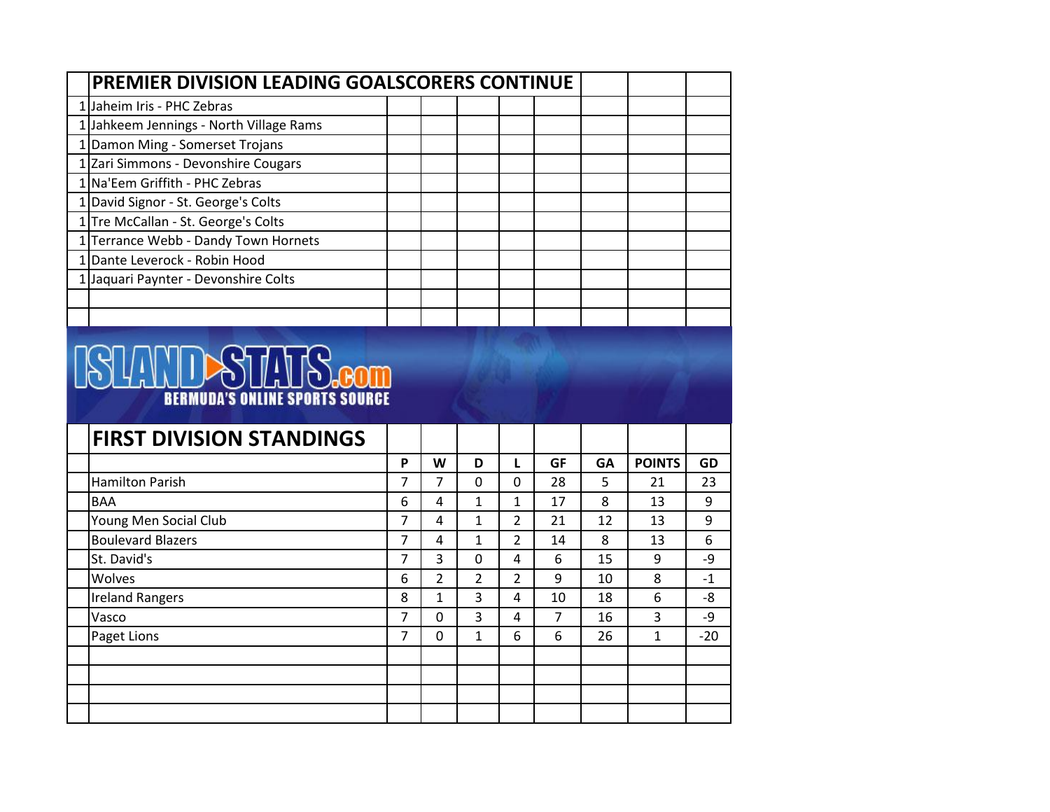## PREMIER DIVISION LEADING GOALSCORERS CONTINUE

| | Player |
|---|---|
| 1 | Jaheim Iris - PHC Zebras |
| 1 | Jahkeem Jennings - North Village Rams |
| 1 | Damon Ming - Somerset Trojans |
| 1 | Zari Simmons - Devonshire Cougars |
| 1 | Na'Eem Griffith - PHC Zebras |
| 1 | David Signor - St. George's Colts |
| 1 | Tre McCallan - St. George's Colts |
| 1 | Terrance Webb - Dandy Town Hornets |
| 1 | Dante Leverock - Robin Hood |
| 1 | Jaquari Paynter - Devonshire Colts |

ISLAND STATS.com
BERMUDA'S ONLINE SPORTS SOURCE

## FIRST DIVISION STANDINGS

| | P | W | D | L | GF | GA | POINTS | GD |
|---|---|---|---|---|---|---|---|---|
| Hamilton Parish | 7 | 7 | 0 | 0 | 28 | 5 | 21 | 23 |
| BAA | 6 | 4 | 1 | 1 | 17 | 8 | 13 | 9 |
| Young Men Social Club | 7 | 4 | 1 | 2 | 21 | 12 | 13 | 9 |
| Boulevard Blazers | 7 | 4 | 1 | 2 | 14 | 8 | 13 | 6 |
| St. David's | 7 | 3 | 0 | 4 | 6 | 15 | 9 | -9 |
| Wolves | 6 | 2 | 2 | 2 | 9 | 10 | 8 | -1 |
| Ireland Rangers | 8 | 1 | 3 | 4 | 10 | 18 | 6 | -8 |
| Vasco | 7 | 0 | 3 | 4 | 7 | 16 | 3 | -9 |
| Paget Lions | 7 | 0 | 1 | 6 | 6 | 26 | 1 | -20 |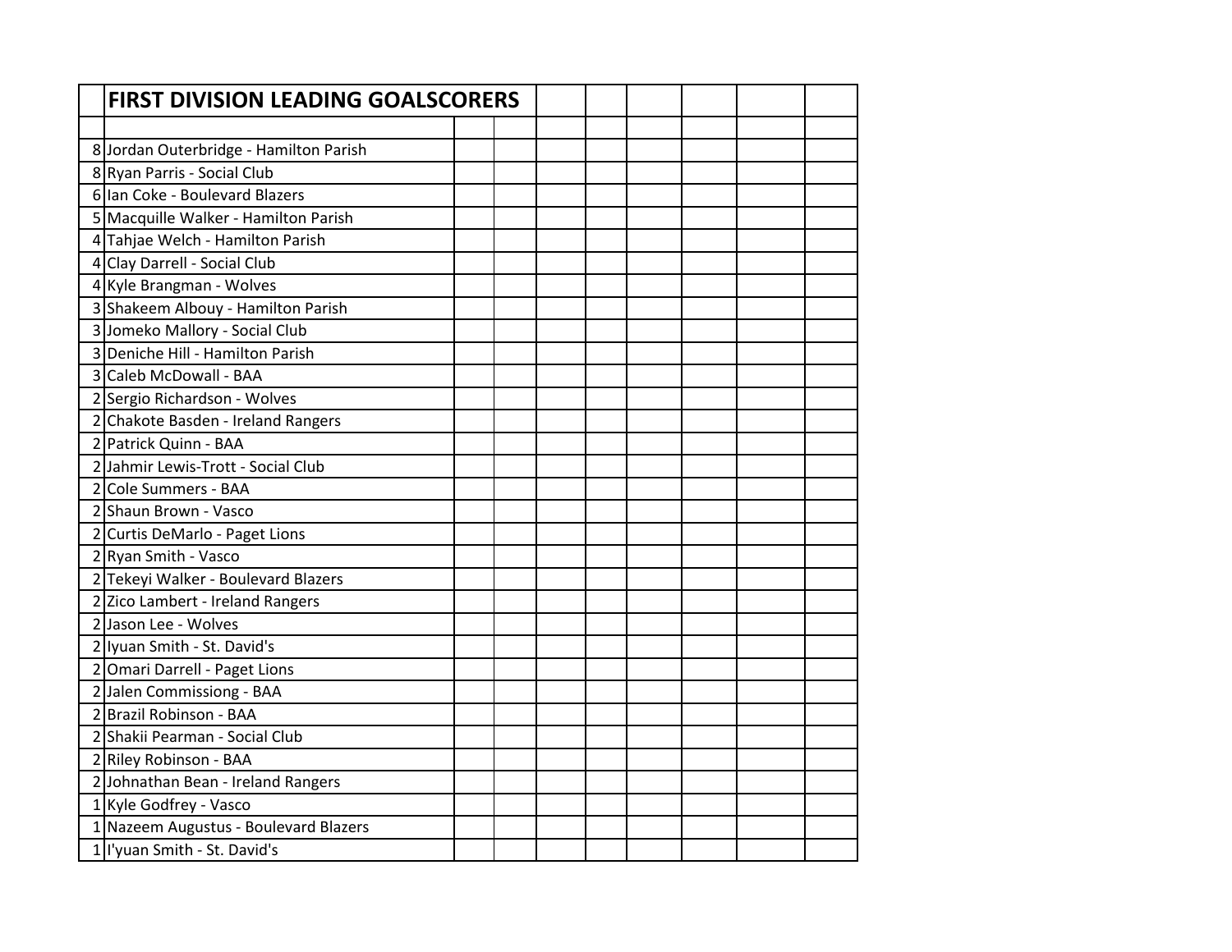# FIRST DIVISION LEADING GOALSCORERS

| Goals | Player - Team |
|---|---|
| 8 | Jordan Outerbridge - Hamilton Parish |
| 8 | Ryan Parris - Social Club |
| 6 | Ian Coke - Boulevard Blazers |
| 5 | Macquille Walker - Hamilton Parish |
| 4 | Tahjae Welch - Hamilton Parish |
| 4 | Clay Darrell - Social Club |
| 4 | Kyle Brangman - Wolves |
| 3 | Shakeem Albouy - Hamilton Parish |
| 3 | Jomeko Mallory - Social Club |
| 3 | Deniche Hill - Hamilton Parish |
| 3 | Caleb McDowall - BAA |
| 2 | Sergio Richardson - Wolves |
| 2 | Chakote Basden - Ireland Rangers |
| 2 | Patrick Quinn - BAA |
| 2 | Jahmir Lewis-Trott - Social Club |
| 2 | Cole Summers - BAA |
| 2 | Shaun Brown - Vasco |
| 2 | Curtis DeMarlo - Paget Lions |
| 2 | Ryan Smith - Vasco |
| 2 | Tekeyi Walker - Boulevard Blazers |
| 2 | Zico Lambert - Ireland Rangers |
| 2 | Jason Lee - Wolves |
| 2 | Iyuan Smith - St. David's |
| 2 | Omari Darrell - Paget Lions |
| 2 | Jalen Commissiong - BAA |
| 2 | Brazil Robinson - BAA |
| 2 | Shakii Pearman - Social Club |
| 2 | Riley Robinson - BAA |
| 2 | Johnathan Bean - Ireland Rangers |
| 1 | Kyle Godfrey - Vasco |
| 1 | Nazeem Augustus - Boulevard Blazers |
| 1 | I'yuan Smith - St. David's |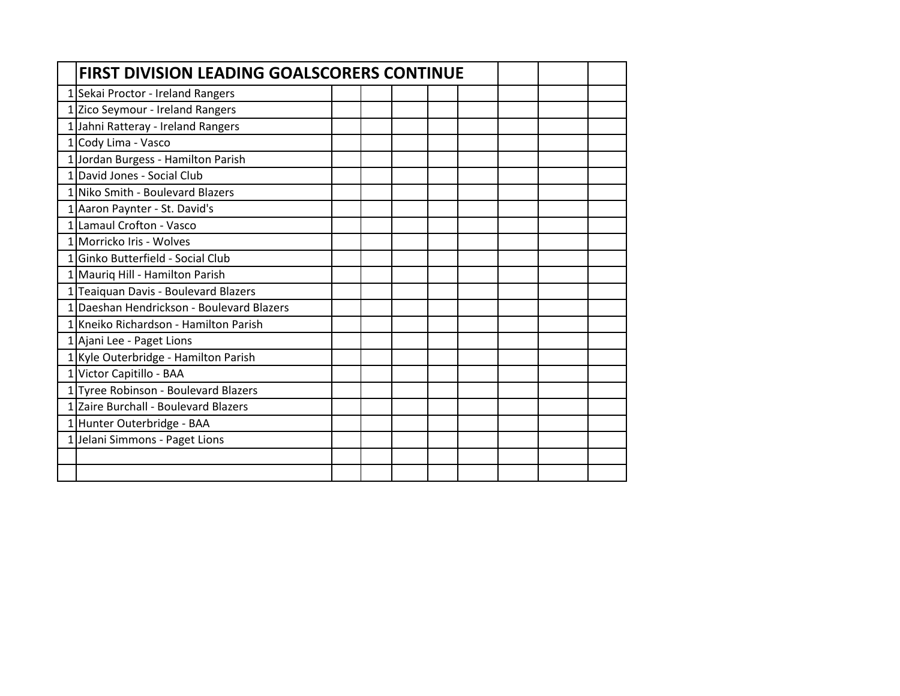| | FIRST DIVISION LEADING GOALSCORERS CONTINUE | | | | | | | | |
|---|---|---|---|---|---|---|---|---|---|
| 1 | Sekai Proctor - Ireland Rangers | | | | | | | | |
| 1 | Zico Seymour - Ireland Rangers | | | | | | | | |
| 1 | Jahni Ratteray - Ireland Rangers | | | | | | | | |
| 1 | Cody Lima - Vasco | | | | | | | | |
| 1 | Jordan Burgess - Hamilton Parish | | | | | | | | |
| 1 | David Jones - Social Club | | | | | | | | |
| 1 | Niko Smith - Boulevard Blazers | | | | | | | | |
| 1 | Aaron Paynter - St. David's | | | | | | | | |
| 1 | Lamaul Crofton - Vasco | | | | | | | | |
| 1 | Morricko Iris - Wolves | | | | | | | | |
| 1 | Ginko Butterfield - Social Club | | | | | | | | |
| 1 | Mauriq Hill - Hamilton Parish | | | | | | | | |
| 1 | Teaiquan Davis - Boulevard Blazers | | | | | | | | |
| 1 | Daeshan Hendrickson - Boulevard Blazers | | | | | | | | |
| 1 | Kneiko Richardson - Hamilton Parish | | | | | | | | |
| 1 | Ajani Lee - Paget Lions | | | | | | | | |
| 1 | Kyle Outerbridge - Hamilton Parish | | | | | | | | |
| 1 | Victor Capitillo - BAA | | | | | | | | |
| 1 | Tyree Robinson - Boulevard Blazers | | | | | | | | |
| 1 | Zaire Burchall - Boulevard Blazers | | | | | | | | |
| 1 | Hunter Outerbridge - BAA | | | | | | | | |
| 1 | Jelani Simmons - Paget Lions | | | | | | | | |
| | | | | | | | | | |
| | | | | | | | | | |